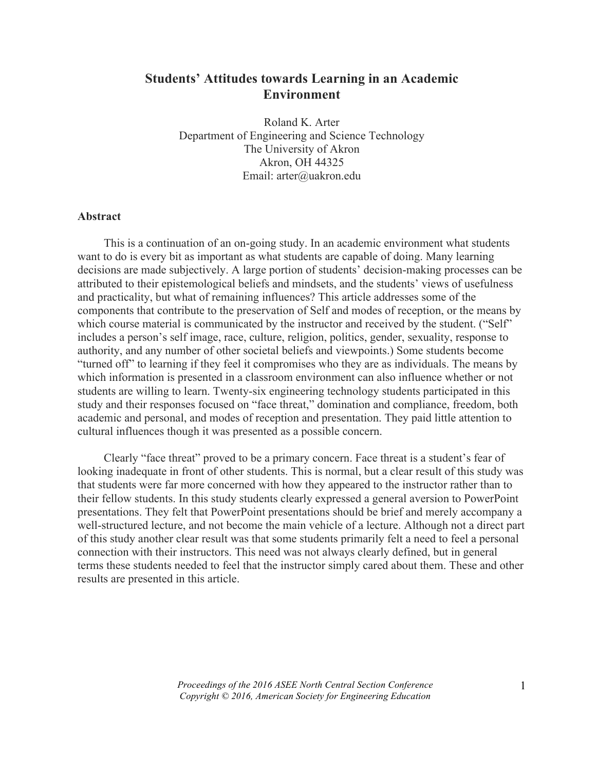# Students' Attitudes towards Learning in an Academic Environment

Roland K. Arter
Department of Engineering and Science Technology
The University of Akron
Akron, OH 44325
Email: arter@uakron.edu

## Abstract

This is a continuation of an on-going study. In an academic environment what students want to do is every bit as important as what students are capable of doing. Many learning decisions are made subjectively. A large portion of students' decision-making processes can be attributed to their epistemological beliefs and mindsets, and the students' views of usefulness and practicality, but what of remaining influences? This article addresses some of the components that contribute to the preservation of Self and modes of reception, or the means by which course material is communicated by the instructor and received by the student. ("Self" includes a person's self image, race, culture, religion, politics, gender, sexuality, response to authority, and any number of other societal beliefs and viewpoints.) Some students become "turned off" to learning if they feel it compromises who they are as individuals. The means by which information is presented in a classroom environment can also influence whether or not students are willing to learn. Twenty-six engineering technology students participated in this study and their responses focused on "face threat," domination and compliance, freedom, both academic and personal, and modes of reception and presentation. They paid little attention to cultural influences though it was presented as a possible concern.

Clearly "face threat" proved to be a primary concern. Face threat is a student's fear of looking inadequate in front of other students. This is normal, but a clear result of this study was that students were far more concerned with how they appeared to the instructor rather than to their fellow students. In this study students clearly expressed a general aversion to PowerPoint presentations. They felt that PowerPoint presentations should be brief and merely accompany a well-structured lecture, and not become the main vehicle of a lecture. Although not a direct part of this study another clear result was that some students primarily felt a need to feel a personal connection with their instructors. This need was not always clearly defined, but in general terms these students needed to feel that the instructor simply cared about them. These and other results are presented in this article.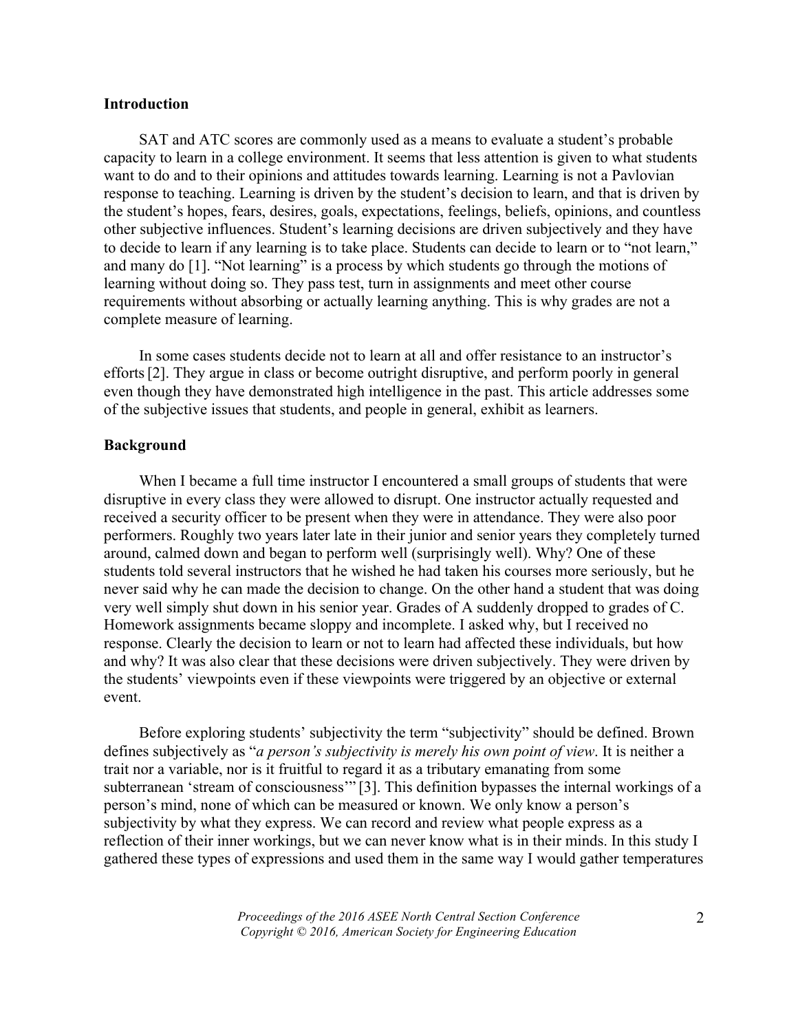## Introduction

SAT and ATC scores are commonly used as a means to evaluate a student's probable capacity to learn in a college environment. It seems that less attention is given to what students want to do and to their opinions and attitudes towards learning. Learning is not a Pavlovian response to teaching. Learning is driven by the student's decision to learn, and that is driven by the student's hopes, fears, desires, goals, expectations, feelings, beliefs, opinions, and countless other subjective influences. Student's learning decisions are driven subjectively and they have to decide to learn if any learning is to take place. Students can decide to learn or to "not learn," and many do [1]. "Not learning" is a process by which students go through the motions of learning without doing so. They pass test, turn in assignments and meet other course requirements without absorbing or actually learning anything. This is why grades are not a complete measure of learning.

In some cases students decide not to learn at all and offer resistance to an instructor's efforts [2]. They argue in class or become outright disruptive, and perform poorly in general even though they have demonstrated high intelligence in the past. This article addresses some of the subjective issues that students, and people in general, exhibit as learners.

## Background

When I became a full time instructor I encountered a small groups of students that were disruptive in every class they were allowed to disrupt. One instructor actually requested and received a security officer to be present when they were in attendance. They were also poor performers. Roughly two years later late in their junior and senior years they completely turned around, calmed down and began to perform well (surprisingly well). Why? One of these students told several instructors that he wished he had taken his courses more seriously, but he never said why he can made the decision to change. On the other hand a student that was doing very well simply shut down in his senior year. Grades of A suddenly dropped to grades of C. Homework assignments became sloppy and incomplete. I asked why, but I received no response. Clearly the decision to learn or not to learn had affected these individuals, but how and why? It was also clear that these decisions were driven subjectively. They were driven by the students' viewpoints even if these viewpoints were triggered by an objective or external event.

Before exploring students' subjectivity the term "subjectivity" should be defined. Brown defines subjectively as "*a person's subjectivity is merely his own point of view*. It is neither a trait nor a variable, nor is it fruitful to regard it as a tributary emanating from some subterranean 'stream of consciousness'" [3]. This definition bypasses the internal workings of a person's mind, none of which can be measured or known. We only know a person's subjectivity by what they express. We can record and review what people express as a reflection of their inner workings, but we can never know what is in their minds. In this study I gathered these types of expressions and used them in the same way I would gather temperatures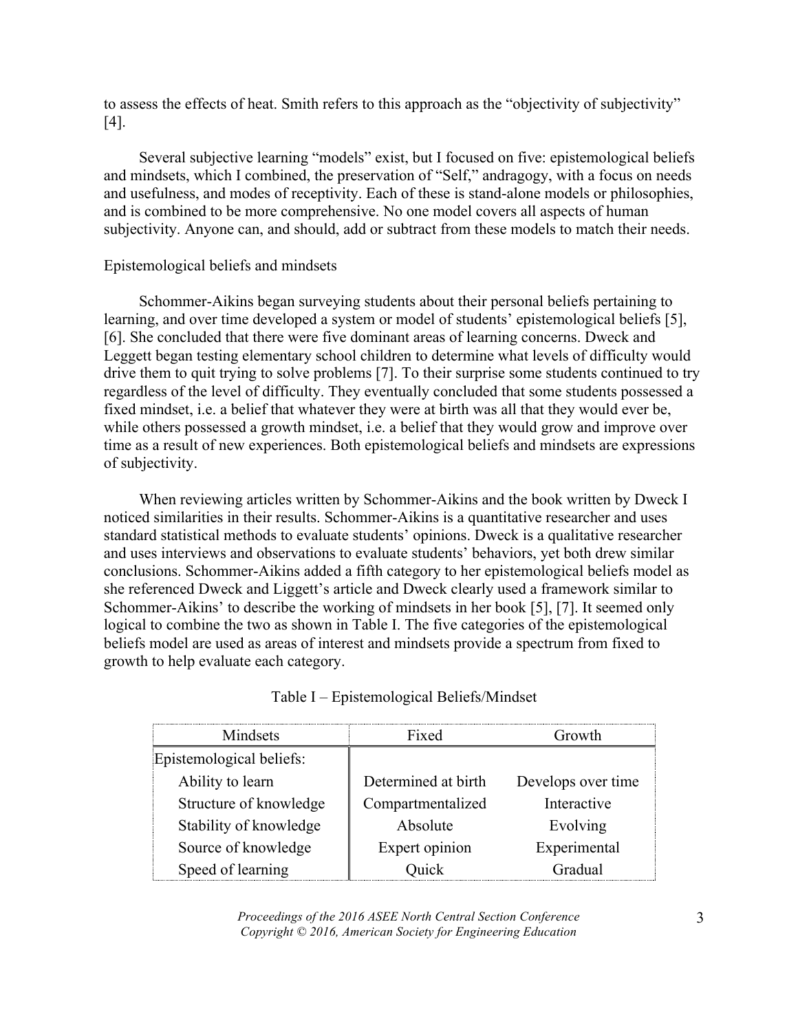to assess the effects of heat. Smith refers to this approach as the "objectivity of subjectivity" [4].

Several subjective learning "models" exist, but I focused on five: epistemological beliefs and mindsets, which I combined, the preservation of "Self," andragogy, with a focus on needs and usefulness, and modes of receptivity. Each of these is stand-alone models or philosophies, and is combined to be more comprehensive. No one model covers all aspects of human subjectivity. Anyone can, and should, add or subtract from these models to match their needs.

### Epistemological beliefs and mindsets

Schommer-Aikins began surveying students about their personal beliefs pertaining to learning, and over time developed a system or model of students' epistemological beliefs [5], [6]. She concluded that there were five dominant areas of learning concerns. Dweck and Leggett began testing elementary school children to determine what levels of difficulty would drive them to quit trying to solve problems [7]. To their surprise some students continued to try regardless of the level of difficulty. They eventually concluded that some students possessed a fixed mindset, i.e. a belief that whatever they were at birth was all that they would ever be, while others possessed a growth mindset, i.e. a belief that they would grow and improve over time as a result of new experiences. Both epistemological beliefs and mindsets are expressions of subjectivity.

When reviewing articles written by Schommer-Aikins and the book written by Dweck I noticed similarities in their results. Schommer-Aikins is a quantitative researcher and uses standard statistical methods to evaluate students' opinions. Dweck is a qualitative researcher and uses interviews and observations to evaluate students' behaviors, yet both drew similar conclusions. Schommer-Aikins added a fifth category to her epistemological beliefs model as she referenced Dweck and Liggett's article and Dweck clearly used a framework similar to Schommer-Aikins' to describe the working of mindsets in her book [5], [7]. It seemed only logical to combine the two as shown in Table I. The five categories of the epistemological beliefs model are used as areas of interest and mindsets provide a spectrum from fixed to growth to help evaluate each category.

Table I – Epistemological Beliefs/Mindset

| Mindsets | Fixed | Growth |
| --- | --- | --- |
| Epistemological beliefs: | | |
| Ability to learn | Determined at birth | Develops over time |
| Structure of knowledge | Compartmentalized | Interactive |
| Stability of knowledge | Absolute | Evolving |
| Source of knowledge | Expert opinion | Experimental |
| Speed of learning | Quick | Gradual |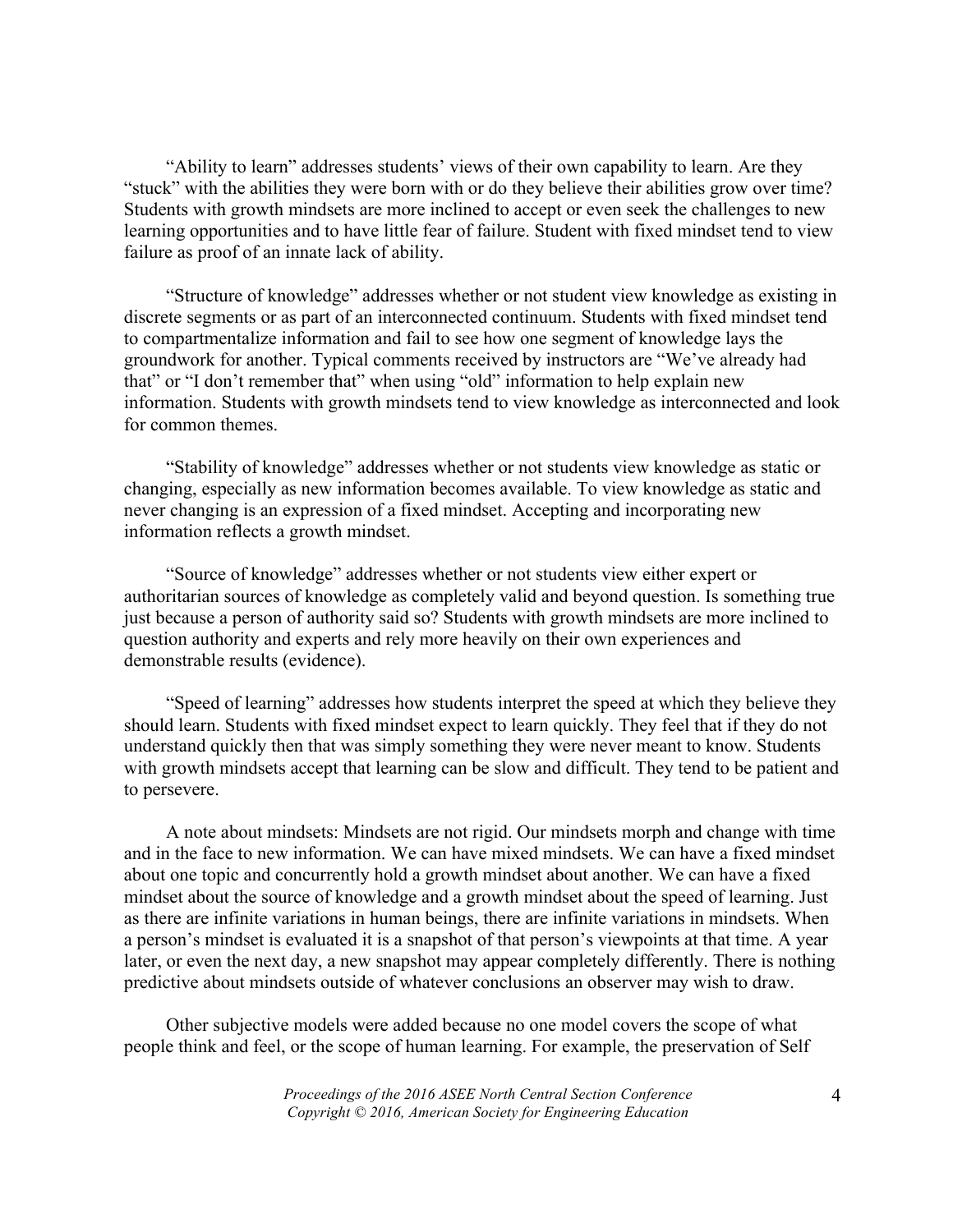"Ability to learn" addresses students' views of their own capability to learn. Are they "stuck" with the abilities they were born with or do they believe their abilities grow over time? Students with growth mindsets are more inclined to accept or even seek the challenges to new learning opportunities and to have little fear of failure. Student with fixed mindset tend to view failure as proof of an innate lack of ability.

"Structure of knowledge" addresses whether or not student view knowledge as existing in discrete segments or as part of an interconnected continuum. Students with fixed mindset tend to compartmentalize information and fail to see how one segment of knowledge lays the groundwork for another. Typical comments received by instructors are "We've already had that" or "I don't remember that" when using "old" information to help explain new information. Students with growth mindsets tend to view knowledge as interconnected and look for common themes.

"Stability of knowledge" addresses whether or not students view knowledge as static or changing, especially as new information becomes available. To view knowledge as static and never changing is an expression of a fixed mindset. Accepting and incorporating new information reflects a growth mindset.

"Source of knowledge" addresses whether or not students view either expert or authoritarian sources of knowledge as completely valid and beyond question. Is something true just because a person of authority said so? Students with growth mindsets are more inclined to question authority and experts and rely more heavily on their own experiences and demonstrable results (evidence).

"Speed of learning" addresses how students interpret the speed at which they believe they should learn. Students with fixed mindset expect to learn quickly. They feel that if they do not understand quickly then that was simply something they were never meant to know. Students with growth mindsets accept that learning can be slow and difficult. They tend to be patient and to persevere.

A note about mindsets: Mindsets are not rigid. Our mindsets morph and change with time and in the face to new information. We can have mixed mindsets. We can have a fixed mindset about one topic and concurrently hold a growth mindset about another. We can have a fixed mindset about the source of knowledge and a growth mindset about the speed of learning. Just as there are infinite variations in human beings, there are infinite variations in mindsets. When a person's mindset is evaluated it is a snapshot of that person's viewpoints at that time. A year later, or even the next day, a new snapshot may appear completely differently. There is nothing predictive about mindsets outside of whatever conclusions an observer may wish to draw.

Other subjective models were added because no one model covers the scope of what people think and feel, or the scope of human learning. For example, the preservation of Self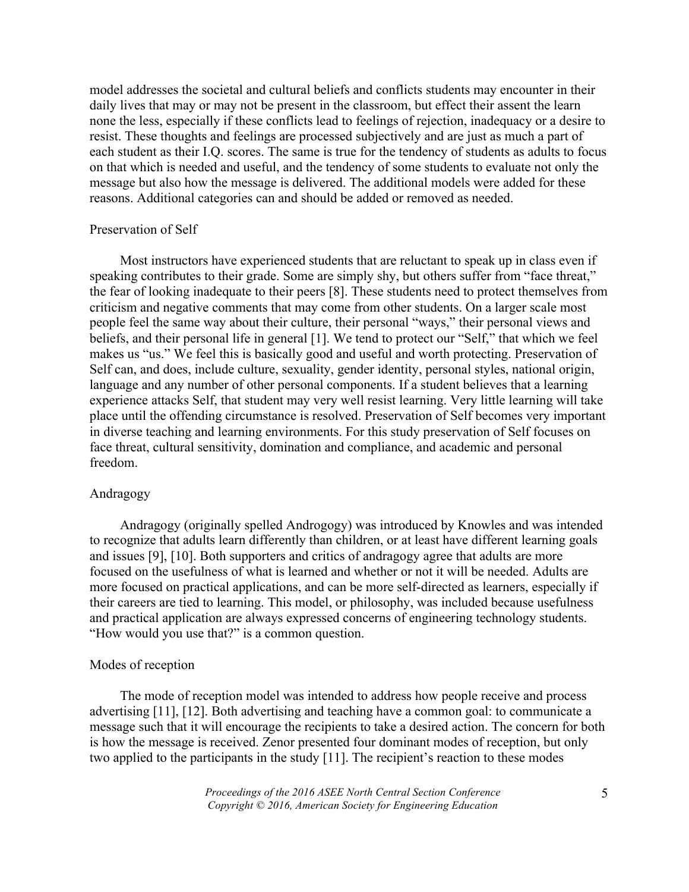model addresses the societal and cultural beliefs and conflicts students may encounter in their daily lives that may or may not be present in the classroom, but effect their assent the learn none the less, especially if these conflicts lead to feelings of rejection, inadequacy or a desire to resist. These thoughts and feelings are processed subjectively and are just as much a part of each student as their I.Q. scores. The same is true for the tendency of students as adults to focus on that which is needed and useful, and the tendency of some students to evaluate not only the message but also how the message is delivered. The additional models were added for these reasons. Additional categories can and should be added or removed as needed.

## Preservation of Self

Most instructors have experienced students that are reluctant to speak up in class even if speaking contributes to their grade. Some are simply shy, but others suffer from "face threat," the fear of looking inadequate to their peers [8]. These students need to protect themselves from criticism and negative comments that may come from other students. On a larger scale most people feel the same way about their culture, their personal "ways," their personal views and beliefs, and their personal life in general [1]. We tend to protect our "Self," that which we feel makes us "us." We feel this is basically good and useful and worth protecting. Preservation of Self can, and does, include culture, sexuality, gender identity, personal styles, national origin, language and any number of other personal components. If a student believes that a learning experience attacks Self, that student may very well resist learning. Very little learning will take place until the offending circumstance is resolved. Preservation of Self becomes very important in diverse teaching and learning environments. For this study preservation of Self focuses on face threat, cultural sensitivity, domination and compliance, and academic and personal freedom.

## Andragogy

Andragogy (originally spelled Androgogy) was introduced by Knowles and was intended to recognize that adults learn differently than children, or at least have different learning goals and issues [9], [10]. Both supporters and critics of andragogy agree that adults are more focused on the usefulness of what is learned and whether or not it will be needed. Adults are more focused on practical applications, and can be more self-directed as learners, especially if their careers are tied to learning. This model, or philosophy, was included because usefulness and practical application are always expressed concerns of engineering technology students. "How would you use that?" is a common question.

## Modes of reception

The mode of reception model was intended to address how people receive and process advertising [11], [12]. Both advertising and teaching have a common goal: to communicate a message such that it will encourage the recipients to take a desired action. The concern for both is how the message is received. Zenor presented four dominant modes of reception, but only two applied to the participants in the study [11]. The recipient's reaction to these modes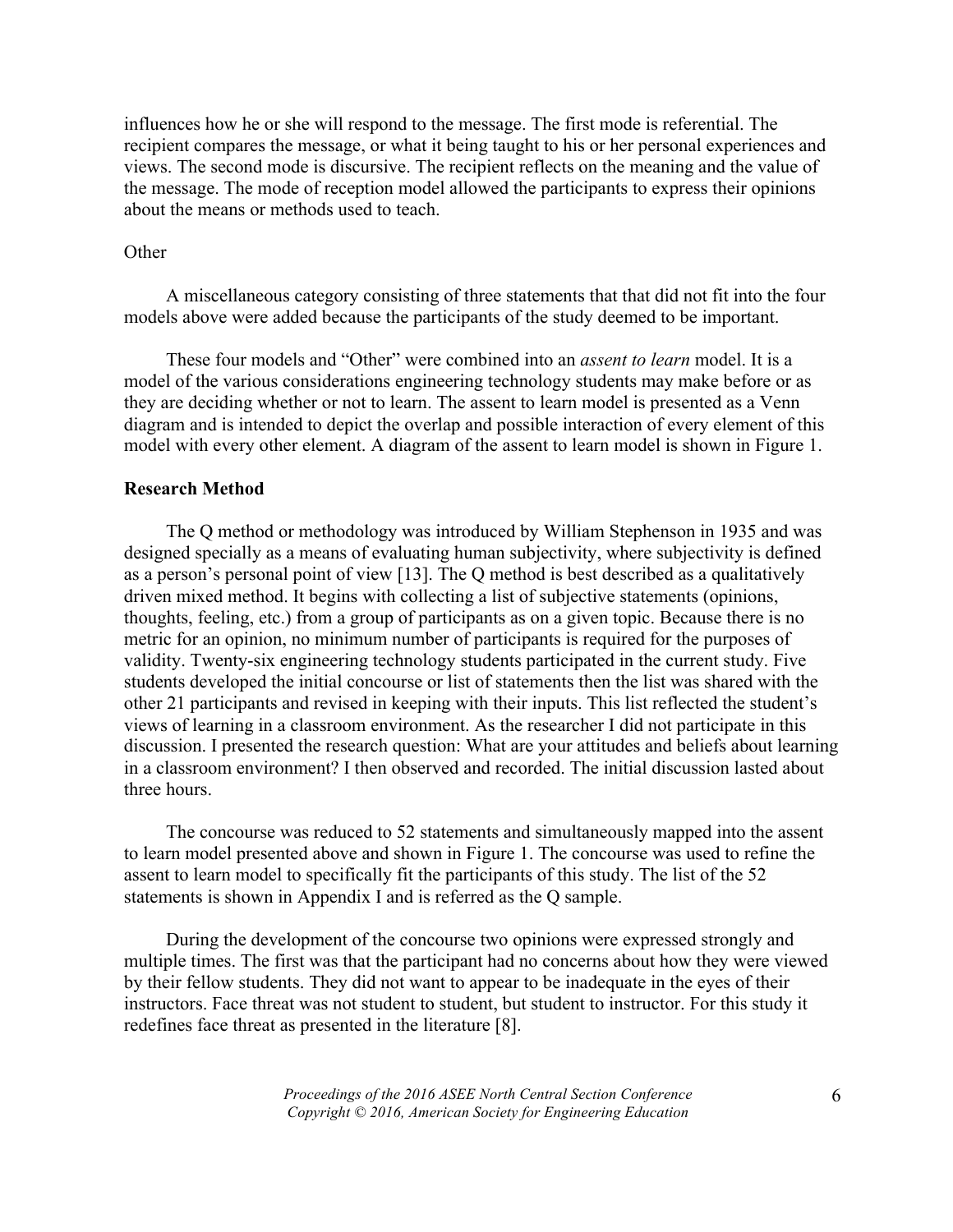influences how he or she will respond to the message. The first mode is referential. The recipient compares the message, or what it being taught to his or her personal experiences and views. The second mode is discursive. The recipient reflects on the meaning and the value of the message. The mode of reception model allowed the participants to express their opinions about the means or methods used to teach.

Other

A miscellaneous category consisting of three statements that that did not fit into the four models above were added because the participants of the study deemed to be important.

These four models and "Other" were combined into an *assent to learn* model. It is a model of the various considerations engineering technology students may make before or as they are deciding whether or not to learn. The assent to learn model is presented as a Venn diagram and is intended to depict the overlap and possible interaction of every element of this model with every other element. A diagram of the assent to learn model is shown in Figure 1.

**Research Method**

The Q method or methodology was introduced by William Stephenson in 1935 and was designed specially as a means of evaluating human subjectivity, where subjectivity is defined as a person's personal point of view [13]. The Q method is best described as a qualitatively driven mixed method. It begins with collecting a list of subjective statements (opinions, thoughts, feeling, etc.) from a group of participants as on a given topic. Because there is no metric for an opinion, no minimum number of participants is required for the purposes of validity. Twenty-six engineering technology students participated in the current study. Five students developed the initial concourse or list of statements then the list was shared with the other 21 participants and revised in keeping with their inputs. This list reflected the student's views of learning in a classroom environment. As the researcher I did not participate in this discussion. I presented the research question: What are your attitudes and beliefs about learning in a classroom environment? I then observed and recorded. The initial discussion lasted about three hours.

The concourse was reduced to 52 statements and simultaneously mapped into the assent to learn model presented above and shown in Figure 1. The concourse was used to refine the assent to learn model to specifically fit the participants of this study. The list of the 52 statements is shown in Appendix I and is referred as the Q sample.

During the development of the concourse two opinions were expressed strongly and multiple times. The first was that the participant had no concerns about how they were viewed by their fellow students. They did not want to appear to be inadequate in the eyes of their instructors. Face threat was not student to student, but student to instructor. For this study it redefines face threat as presented in the literature [8].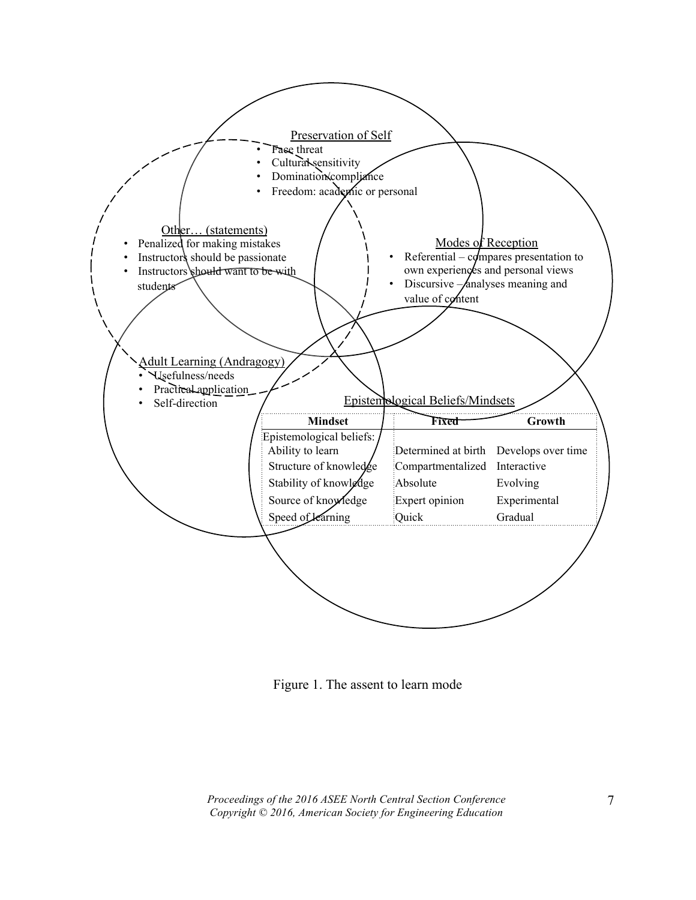Preservation of Self

- Face threat
- Cultural sensitivity
- Domination/compliance
- Freedom: academic or personal

Other… (statements)

- Penalized for making mistakes
- Instructors should be passionate
- Instructors should want to be with students

Modes of Reception

- Referential – compares presentation to own experiences and personal views
- Discursive – analyses meaning and value of content

Adult Learning (Andragogy)

- Usefulness/needs
- Practical application
- Self-direction

Epistemological Beliefs/Mindsets

| Mindset | Fixed | Growth |
|---|---|---|
| Epistemological beliefs: | | |
| Ability to learn | Determined at birth | Develops over time |
| Structure of knowledge | Compartmentalized | Interactive |
| Stability of knowledge | Absolute | Evolving |
| Source of knowledge | Expert opinion | Experimental |
| Speed of learning | Quick | Gradual |

Figure 1. The assent to learn mode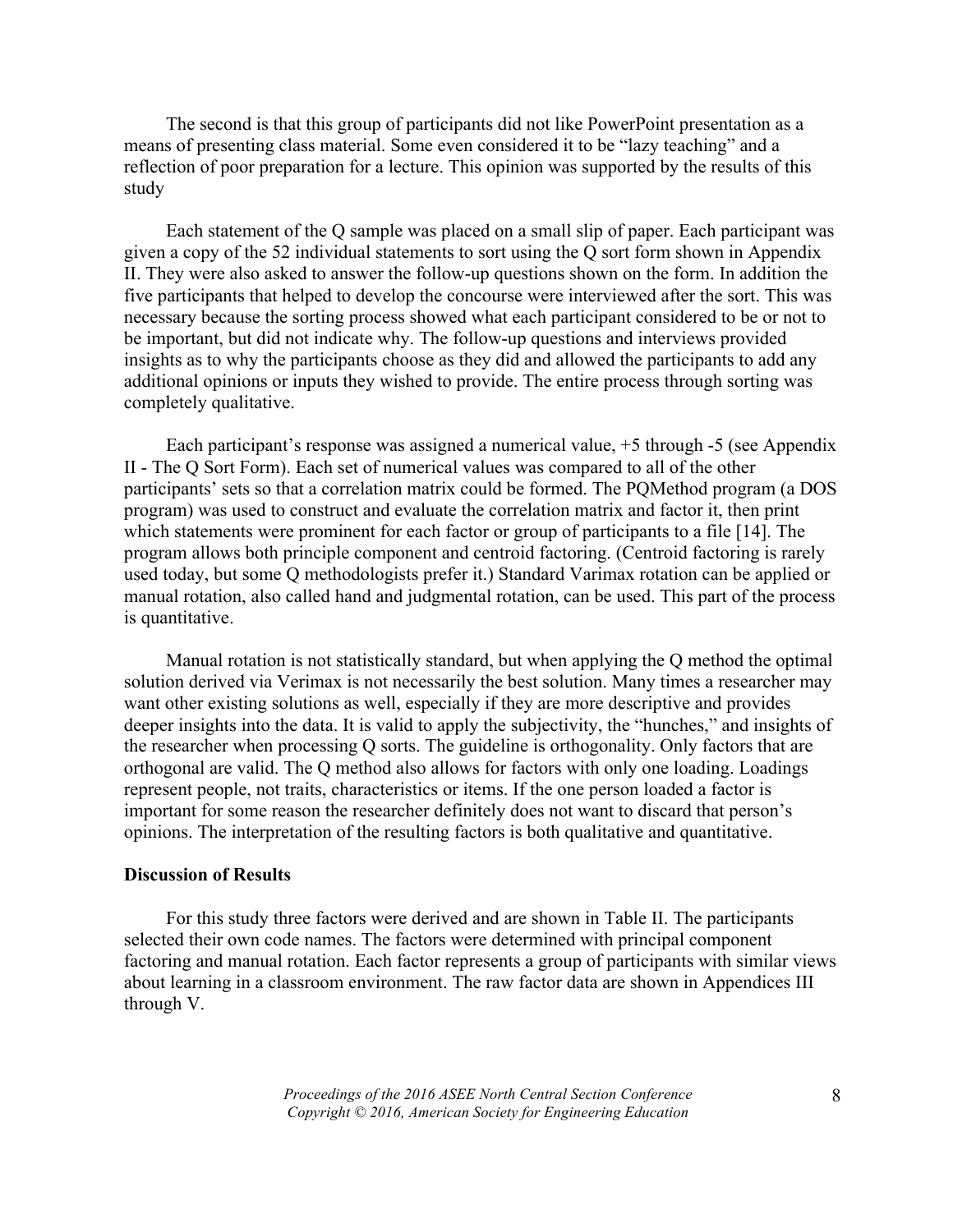The second is that this group of participants did not like PowerPoint presentation as a means of presenting class material. Some even considered it to be "lazy teaching" and a reflection of poor preparation for a lecture. This opinion was supported by the results of this study

Each statement of the Q sample was placed on a small slip of paper. Each participant was given a copy of the 52 individual statements to sort using the Q sort form shown in Appendix II. They were also asked to answer the follow-up questions shown on the form. In addition the five participants that helped to develop the concourse were interviewed after the sort. This was necessary because the sorting process showed what each participant considered to be or not to be important, but did not indicate why. The follow-up questions and interviews provided insights as to why the participants choose as they did and allowed the participants to add any additional opinions or inputs they wished to provide. The entire process through sorting was completely qualitative.

Each participant's response was assigned a numerical value, +5 through -5 (see Appendix II - The Q Sort Form). Each set of numerical values was compared to all of the other participants' sets so that a correlation matrix could be formed. The PQMethod program (a DOS program) was used to construct and evaluate the correlation matrix and factor it, then print which statements were prominent for each factor or group of participants to a file [14]. The program allows both principle component and centroid factoring. (Centroid factoring is rarely used today, but some Q methodologists prefer it.) Standard Varimax rotation can be applied or manual rotation, also called hand and judgmental rotation, can be used. This part of the process is quantitative.

Manual rotation is not statistically standard, but when applying the Q method the optimal solution derived via Verimax is not necessarily the best solution. Many times a researcher may want other existing solutions as well, especially if they are more descriptive and provides deeper insights into the data. It is valid to apply the subjectivity, the "hunches," and insights of the researcher when processing Q sorts. The guideline is orthogonality. Only factors that are orthogonal are valid. The Q method also allows for factors with only one loading. Loadings represent people, not traits, characteristics or items. If the one person loaded a factor is important for some reason the researcher definitely does not want to discard that person's opinions. The interpretation of the resulting factors is both qualitative and quantitative.

**Discussion of Results**

For this study three factors were derived and are shown in Table II. The participants selected their own code names. The factors were determined with principal component factoring and manual rotation. Each factor represents a group of participants with similar views about learning in a classroom environment. The raw factor data are shown in Appendices III through V.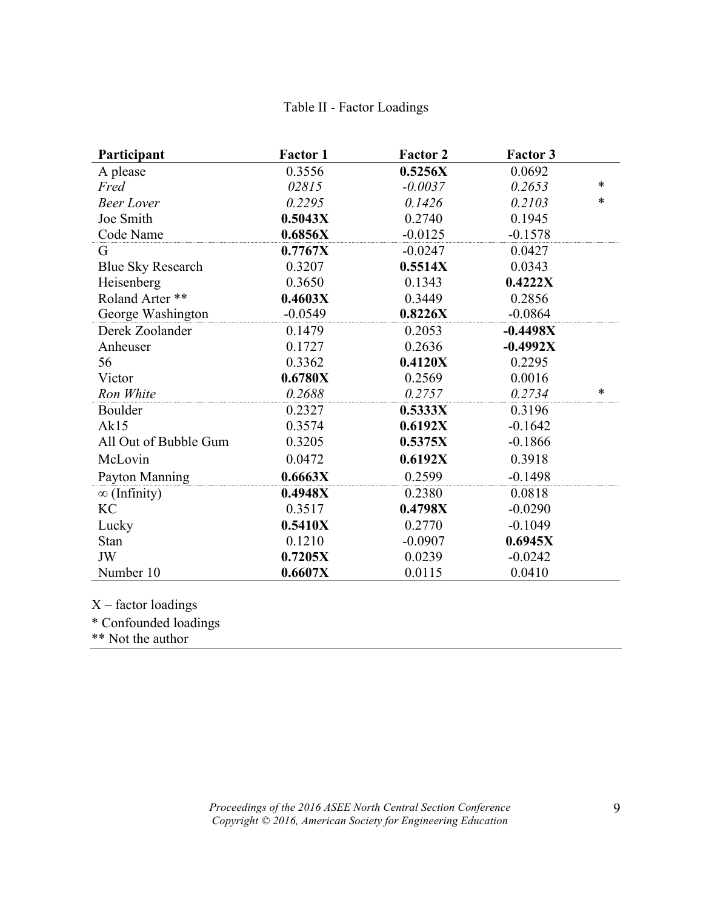Table II - Factor Loadings

| Participant | Factor 1 | Factor 2 | Factor 3 | |
|---|---|---|---|---|
| A please | 0.3556 | **0.5256X** | 0.0692 | |
| *Fred* | *02815* | *-0.0037* | *0.2653* | * |
| *Beer Lover* | *0.2295* | *0.1426* | *0.2103* | * |
| Joe Smith | **0.5043X** | 0.2740 | 0.1945 | |
| Code Name | **0.6856X** | -0.0125 | -0.1578 | |
| G | **0.7767X** | -0.0247 | 0.0427 | |
| Blue Sky Research | 0.3207 | **0.5514X** | 0.0343 | |
| Heisenberg | 0.3650 | 0.1343 | **0.4222X** | |
| Roland Arter ** | **0.4603X** | 0.3449 | 0.2856 | |
| George Washington | -0.0549 | **0.8226X** | -0.0864 | |
| Derek Zoolander | 0.1479 | 0.2053 | **-0.4498X** | |
| Anheuser | 0.1727 | 0.2636 | **-0.4992X** | |
| 56 | 0.3362 | **0.4120X** | 0.2295 | |
| Victor | **0.6780X** | 0.2569 | 0.0016 | |
| *Ron White* | *0.2688* | *0.2757* | *0.2734* | * |
| Boulder | 0.2327 | **0.5333X** | 0.3196 | |
| Ak15 | 0.3574 | **0.6192X** | -0.1642 | |
| All Out of Bubble Gum | 0.3205 | **0.5375X** | -0.1866 | |
| McLovin | 0.0472 | **0.6192X** | 0.3918 | |
| Payton Manning | **0.6663X** | 0.2599 | -0.1498 | |
| ∞ (Infinity) | **0.4948X** | 0.2380 | 0.0818 | |
| KC | 0.3517 | **0.4798X** | -0.0290 | |
| Lucky | **0.5410X** | 0.2770 | -0.1049 | |
| Stan | 0.1210 | -0.0907 | **0.6945X** | |
| JW | **0.7205X** | 0.0239 | -0.0242 | |
| Number 10 | **0.6607X** | 0.0115 | 0.0410 | |

X – factor loadings

* Confounded loadings

** Not the author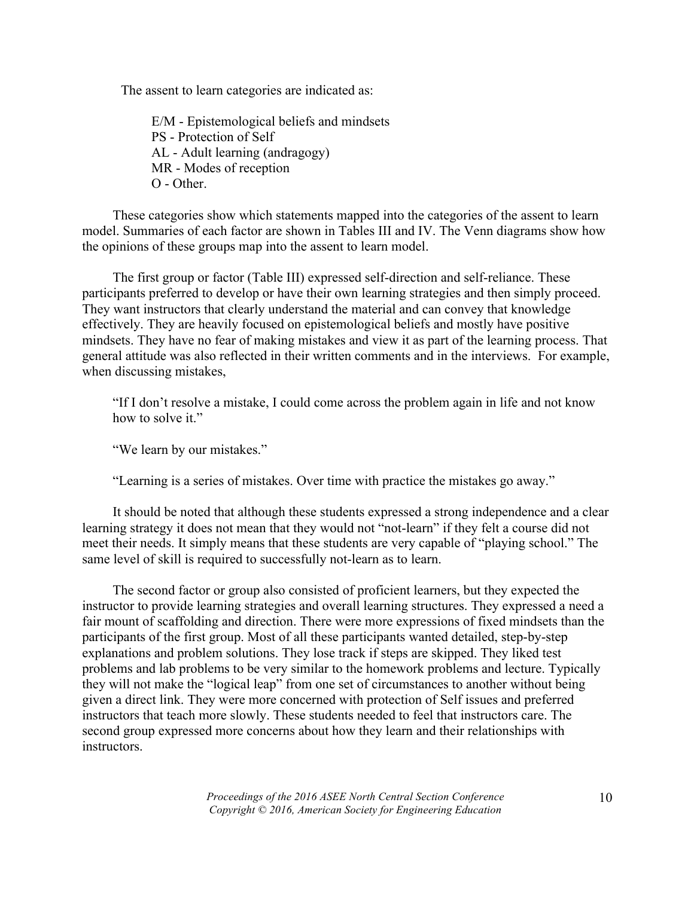The assent to learn categories are indicated as:

E/M - Epistemological beliefs and mindsets
PS - Protection of Self
AL - Adult learning (andragogy)
MR - Modes of reception
O - Other.

These categories show which statements mapped into the categories of the assent to learn model. Summaries of each factor are shown in Tables III and IV. The Venn diagrams show how the opinions of these groups map into the assent to learn model.

The first group or factor (Table III) expressed self-direction and self-reliance. These participants preferred to develop or have their own learning strategies and then simply proceed. They want instructors that clearly understand the material and can convey that knowledge effectively. They are heavily focused on epistemological beliefs and mostly have positive mindsets. They have no fear of making mistakes and view it as part of the learning process. That general attitude was also reflected in their written comments and in the interviews. For example, when discussing mistakes,

> "If I don't resolve a mistake, I could come across the problem again in life and not know how to solve it."
>
> "We learn by our mistakes."
>
> "Learning is a series of mistakes. Over time with practice the mistakes go away."

It should be noted that although these students expressed a strong independence and a clear learning strategy it does not mean that they would not "not-learn" if they felt a course did not meet their needs. It simply means that these students are very capable of "playing school." The same level of skill is required to successfully not-learn as to learn.

The second factor or group also consisted of proficient learners, but they expected the instructor to provide learning strategies and overall learning structures. They expressed a need a fair mount of scaffolding and direction. There were more expressions of fixed mindsets than the participants of the first group. Most of all these participants wanted detailed, step-by-step explanations and problem solutions. They lose track if steps are skipped. They liked test problems and lab problems to be very similar to the homework problems and lecture. Typically they will not make the "logical leap" from one set of circumstances to another without being given a direct link. They were more concerned with protection of Self issues and preferred instructors that teach more slowly. These students needed to feel that instructors care. The second group expressed more concerns about how they learn and their relationships with instructors.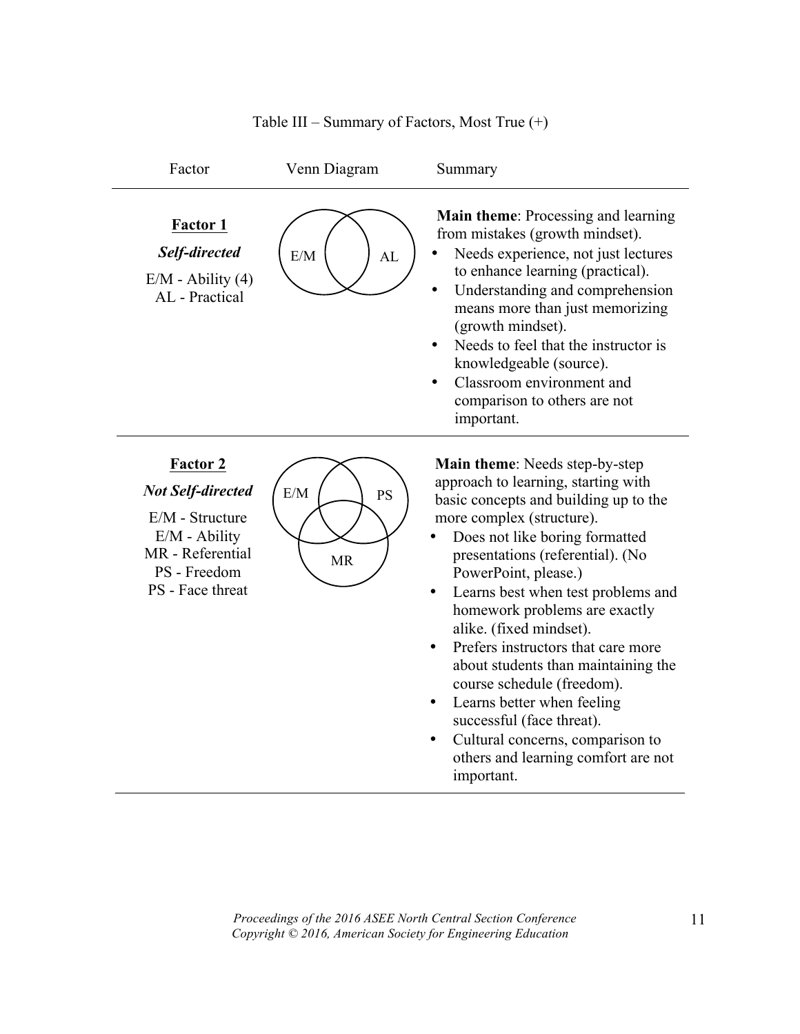Table III – Summary of Factors, Most True (+)

| Factor | Venn Diagram | Summary |
| --- | --- | --- |
| **Factor 1**<br>***Self-directed***<br>E/M - Ability (4)<br>AL - Practical | E/M, AL | **Main theme**: Processing and learning from mistakes (growth mindset).<br>• Needs experience, not just lectures to enhance learning (practical).<br>• Understanding and comprehension means more than just memorizing (growth mindset).<br>• Needs to feel that the instructor is knowledgeable (source).<br>• Classroom environment and comparison to others are not important. |
| **Factor 2**<br>***Not Self-directed***<br>E/M - Structure<br>E/M - Ability<br>MR - Referential<br>PS - Freedom<br>PS - Face threat | E/M, PS, MR | **Main theme**: Needs step-by-step approach to learning, starting with basic concepts and building up to the more complex (structure).<br>• Does not like boring formatted presentations (referential). (No PowerPoint, please.)<br>• Learns best when test problems and homework problems are exactly alike. (fixed mindset).<br>• Prefers instructors that care more about students than maintaining the course schedule (freedom).<br>• Learns better when feeling successful (face threat).<br>• Cultural concerns, comparison to others and learning comfort are not important. |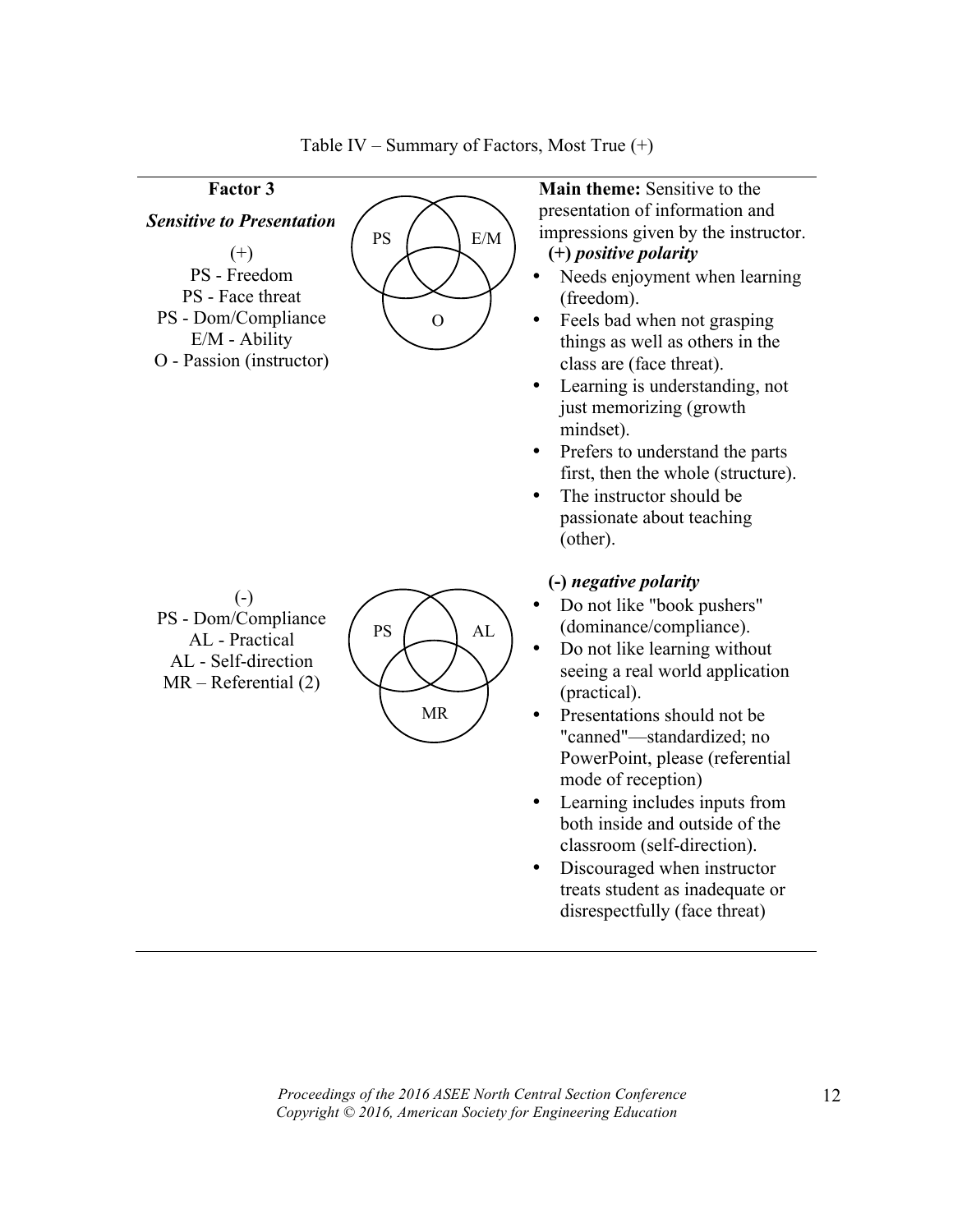Table IV – Summary of Factors, Most True (+)

| Factor 3 | | |
|---|---|---|
| ***Sensitive to Presentation***<br><br>(+)<br>PS - Freedom<br>PS - Face threat<br>PS - Dom/Compliance<br>E/M - Ability<br>O - Passion (instructor) | PS, E/M, O | **Main theme:** Sensitive to the presentation of information and impressions given by the instructor.<br>**(+)** ***positive polarity***<br>• Needs enjoyment when learning (freedom).<br>• Feels bad when not grasping things as well as others in the class are (face threat).<br>• Learning is understanding, not just memorizing (growth mindset).<br>• Prefers to understand the parts first, then the whole (structure).<br>• The instructor should be passionate about teaching (other). |
| (-)<br>PS - Dom/Compliance<br>AL - Practical<br>AL - Self-direction<br>MR – Referential (2) | PS, AL, MR | **(-)** ***negative polarity***<br>• Do not like "book pushers" (dominance/compliance).<br>• Do not like learning without seeing a real world application (practical).<br>• Presentations should not be "canned"—standardized; no PowerPoint, please (referential mode of reception)<br>• Learning includes inputs from both inside and outside of the classroom (self-direction).<br>• Discouraged when instructor treats student as inadequate or disrespectfully (face threat) |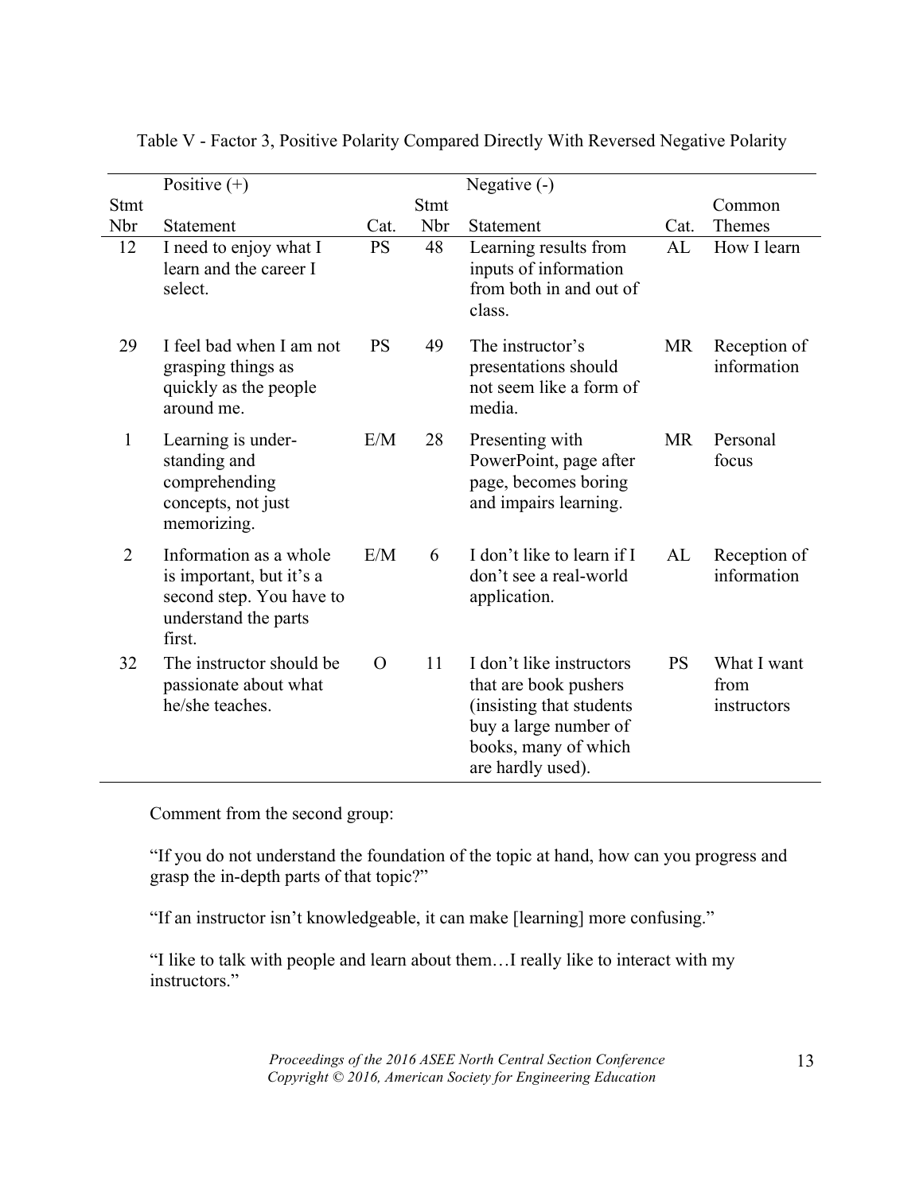Table V - Factor 3, Positive Polarity Compared Directly With Reversed Negative Polarity

| Positive (+) | | | Negative (-) | | | |
|---|---|---|---|---|---|---|
| Stmt Nbr | Statement | Cat. | Stmt Nbr | Statement | Cat. | Common Themes |
| 12 | I need to enjoy what I learn and the career I select. | PS | 48 | Learning results from inputs of information from both in and out of class. | AL | How I learn |
| 29 | I feel bad when I am not grasping things as quickly as the people around me. | PS | 49 | The instructor's presentations should not seem like a form of media. | MR | Reception of information |
| 1 | Learning is under-standing and comprehending concepts, not just memorizing. | E/M | 28 | Presenting with PowerPoint, page after page, becomes boring and impairs learning. | MR | Personal focus |
| 2 | Information as a whole is important, but it's a second step. You have to understand the parts first. | E/M | 6 | I don't like to learn if I don't see a real-world application. | AL | Reception of information |
| 32 | The instructor should be passionate about what he/she teaches. | O | 11 | I don't like instructors that are book pushers (insisting that students buy a large number of books, many of which are hardly used). | PS | What I want from instructors |

Comment from the second group:

"If you do not understand the foundation of the topic at hand, how can you progress and grasp the in-depth parts of that topic?"

"If an instructor isn't knowledgeable, it can make [learning] more confusing."

"I like to talk with people and learn about them…I really like to interact with my instructors."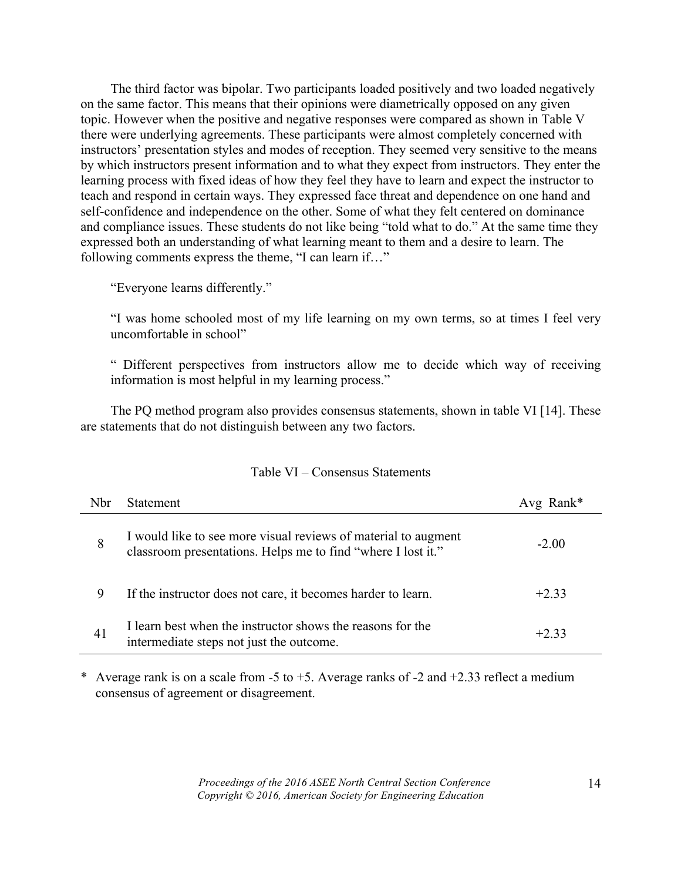The third factor was bipolar. Two participants loaded positively and two loaded negatively on the same factor. This means that their opinions were diametrically opposed on any given topic. However when the positive and negative responses were compared as shown in Table V there were underlying agreements. These participants were almost completely concerned with instructors' presentation styles and modes of reception. They seemed very sensitive to the means by which instructors present information and to what they expect from instructors. They enter the learning process with fixed ideas of how they feel they have to learn and expect the instructor to teach and respond in certain ways. They expressed face threat and dependence on one hand and self-confidence and independence on the other. Some of what they felt centered on dominance and compliance issues. These students do not like being "told what to do." At the same time they expressed both an understanding of what learning meant to them and a desire to learn. The following comments express the theme, "I can learn if…"

> "Everyone learns differently."
>
> "I was home schooled most of my life learning on my own terms, so at times I feel very uncomfortable in school"
>
> " Different perspectives from instructors allow me to decide which way of receiving information is most helpful in my learning process."

The PQ method program also provides consensus statements, shown in table VI [14]. These are statements that do not distinguish between any two factors.

Table VI – Consensus Statements

| Nbr | Statement | Avg Rank* |
|---|---|---|
| 8 | I would like to see more visual reviews of material to augment classroom presentations. Helps me to find "where I lost it." | -2.00 |
| 9 | If the instructor does not care, it becomes harder to learn. | +2.33 |
| 41 | I learn best when the instructor shows the reasons for the intermediate steps not just the outcome. | +2.33 |

\* Average rank is on a scale from -5 to +5. Average ranks of -2 and +2.33 reflect a medium consensus of agreement or disagreement.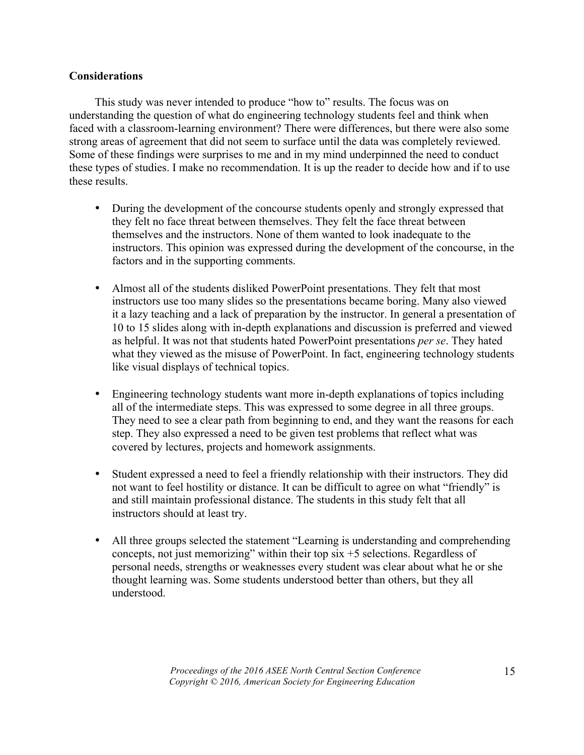**Considerations**

This study was never intended to produce "how to" results. The focus was on understanding the question of what do engineering technology students feel and think when faced with a classroom-learning environment? There were differences, but there were also some strong areas of agreement that did not seem to surface until the data was completely reviewed. Some of these findings were surprises to me and in my mind underpinned the need to conduct these types of studies. I make no recommendation. It is up the reader to decide how and if to use these results.

- During the development of the concourse students openly and strongly expressed that they felt no face threat between themselves. They felt the face threat between themselves and the instructors. None of them wanted to look inadequate to the instructors. This opinion was expressed during the development of the concourse, in the factors and in the supporting comments.

- Almost all of the students disliked PowerPoint presentations. They felt that most instructors use too many slides so the presentations became boring. Many also viewed it a lazy teaching and a lack of preparation by the instructor. In general a presentation of 10 to 15 slides along with in-depth explanations and discussion is preferred and viewed as helpful. It was not that students hated PowerPoint presentations *per se*. They hated what they viewed as the misuse of PowerPoint. In fact, engineering technology students like visual displays of technical topics.

- Engineering technology students want more in-depth explanations of topics including all of the intermediate steps. This was expressed to some degree in all three groups. They need to see a clear path from beginning to end, and they want the reasons for each step. They also expressed a need to be given test problems that reflect what was covered by lectures, projects and homework assignments.

- Student expressed a need to feel a friendly relationship with their instructors. They did not want to feel hostility or distance. It can be difficult to agree on what "friendly" is and still maintain professional distance. The students in this study felt that all instructors should at least try.

- All three groups selected the statement "Learning is understanding and comprehending concepts, not just memorizing" within their top six +5 selections. Regardless of personal needs, strengths or weaknesses every student was clear about what he or she thought learning was. Some students understood better than others, but they all understood.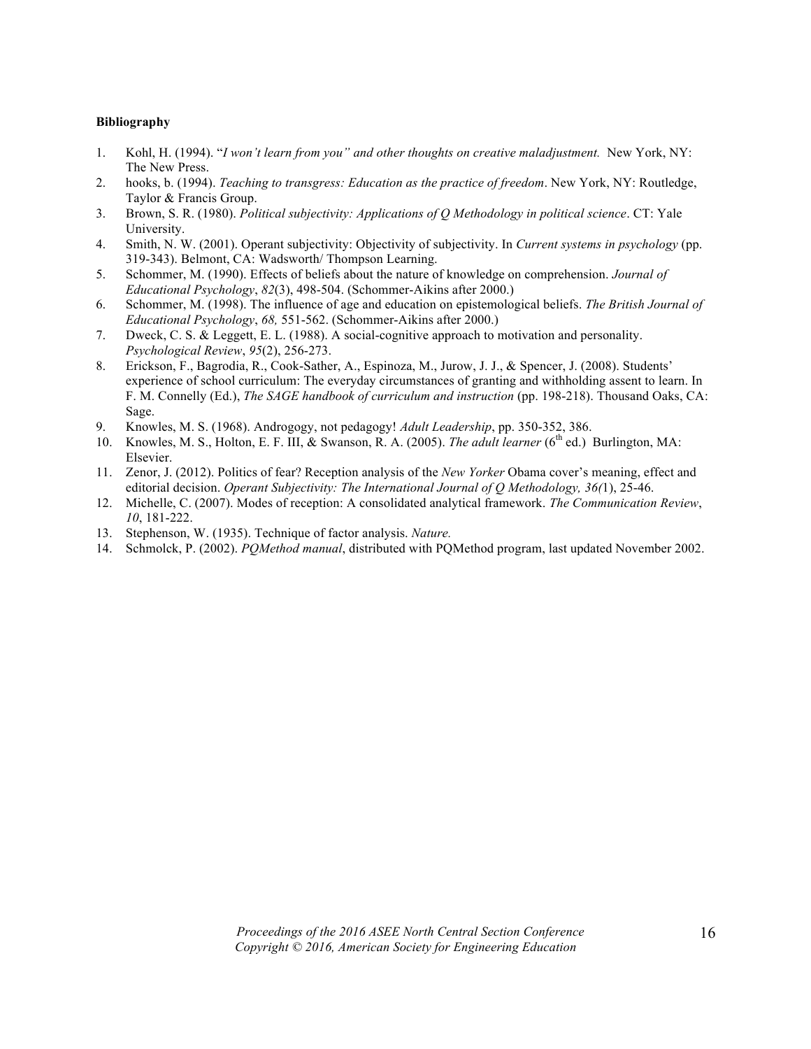**Bibliography**

1. Kohl, H. (1994). "*I won't learn from you" and other thoughts on creative maladjustment.* New York, NY: The New Press.
2. hooks, b. (1994). *Teaching to transgress: Education as the practice of freedom*. New York, NY: Routledge, Taylor & Francis Group.
3. Brown, S. R. (1980). *Political subjectivity: Applications of Q Methodology in political science*. CT: Yale University.
4. Smith, N. W. (2001). Operant subjectivity: Objectivity of subjectivity. In *Current systems in psychology* (pp. 319-343). Belmont, CA: Wadsworth/ Thompson Learning.
5. Schommer, M. (1990). Effects of beliefs about the nature of knowledge on comprehension. *Journal of Educational Psychology*, *82*(3), 498-504. (Schommer-Aikins after 2000.)
6. Schommer, M. (1998). The influence of age and education on epistemological beliefs. *The British Journal of Educational Psychology*, *68,* 551-562. (Schommer-Aikins after 2000.)
7. Dweck, C. S. & Leggett, E. L. (1988). A social-cognitive approach to motivation and personality. *Psychological Review*, *95*(2), 256-273.
8. Erickson, F., Bagrodia, R., Cook-Sather, A., Espinoza, M., Jurow, J. J., & Spencer, J. (2008). Students' experience of school curriculum: The everyday circumstances of granting and withholding assent to learn. In F. M. Connelly (Ed.), *The SAGE handbook of curriculum and instruction* (pp. 198-218). Thousand Oaks, CA: Sage.
9. Knowles, M. S. (1968). Androgogy, not pedagogy! *Adult Leadership*, pp. 350-352, 386.
10. Knowles, M. S., Holton, E. F. III, & Swanson, R. A. (2005). *The adult learner* (6th ed.) Burlington, MA: Elsevier.
11. Zenor, J. (2012). Politics of fear? Reception analysis of the *New Yorker* Obama cover's meaning, effect and editorial decision. *Operant Subjectivity: The International Journal of Q Methodology, 36(*1), 25-46.
12. Michelle, C. (2007). Modes of reception: A consolidated analytical framework. *The Communication Review*, *10*, 181-222.
13. Stephenson, W. (1935). Technique of factor analysis. *Nature.*
14. Schmolck, P. (2002). *PQMethod manual*, distributed with PQMethod program, last updated November 2002.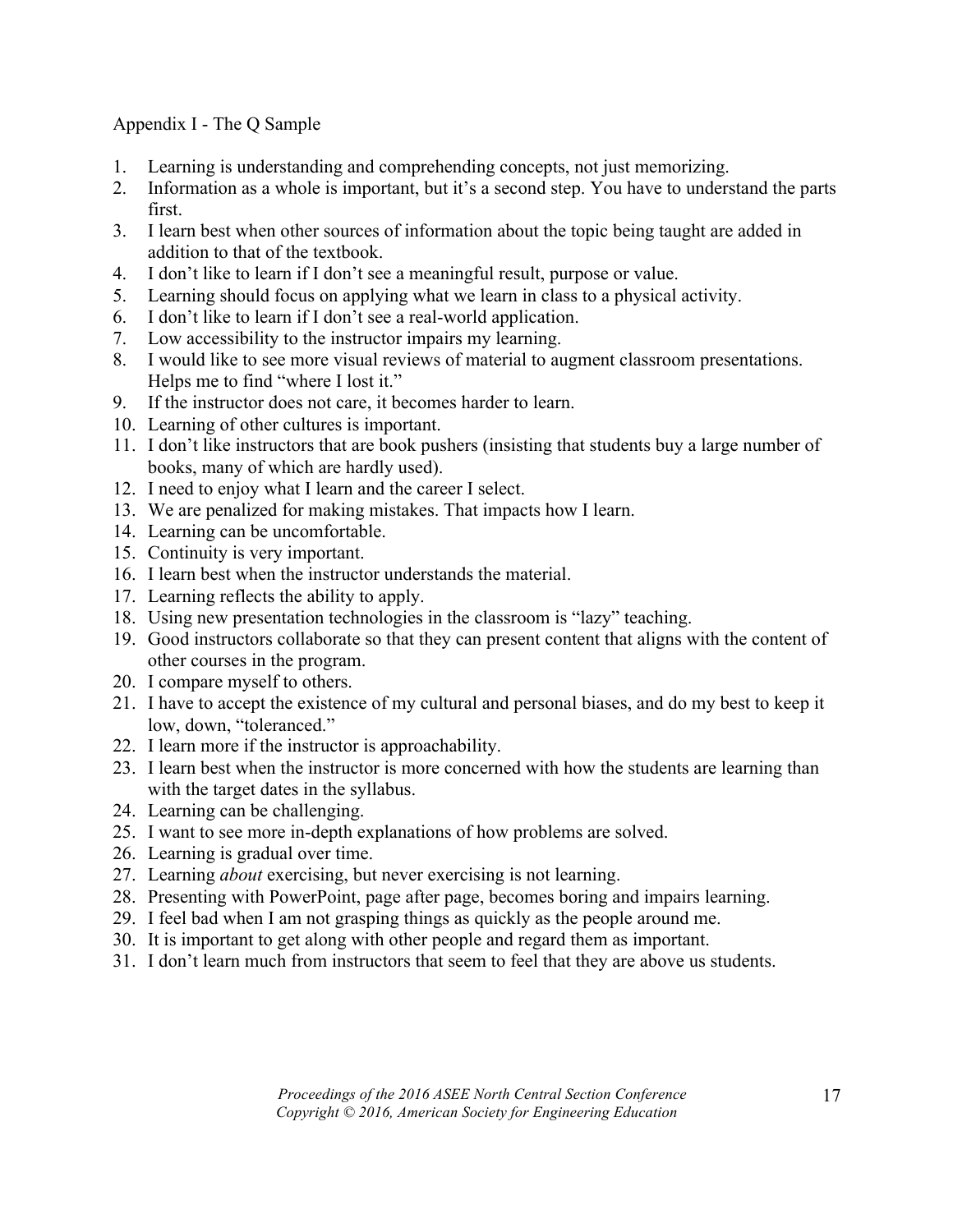Appendix I - The Q Sample

1. Learning is understanding and comprehending concepts, not just memorizing.
2. Information as a whole is important, but it's a second step. You have to understand the parts first.
3. I learn best when other sources of information about the topic being taught are added in addition to that of the textbook.
4. I don't like to learn if I don't see a meaningful result, purpose or value.
5. Learning should focus on applying what we learn in class to a physical activity.
6. I don't like to learn if I don't see a real-world application.
7. Low accessibility to the instructor impairs my learning.
8. I would like to see more visual reviews of material to augment classroom presentations. Helps me to find "where I lost it."
9. If the instructor does not care, it becomes harder to learn.
10. Learning of other cultures is important.
11. I don't like instructors that are book pushers (insisting that students buy a large number of books, many of which are hardly used).
12. I need to enjoy what I learn and the career I select.
13. We are penalized for making mistakes. That impacts how I learn.
14. Learning can be uncomfortable.
15. Continuity is very important.
16. I learn best when the instructor understands the material.
17. Learning reflects the ability to apply.
18. Using new presentation technologies in the classroom is "lazy" teaching.
19. Good instructors collaborate so that they can present content that aligns with the content of other courses in the program.
20. I compare myself to others.
21. I have to accept the existence of my cultural and personal biases, and do my best to keep it low, down, "toleranced."
22. I learn more if the instructor is approachability.
23. I learn best when the instructor is more concerned with how the students are learning than with the target dates in the syllabus.
24. Learning can be challenging.
25. I want to see more in-depth explanations of how problems are solved.
26. Learning is gradual over time.
27. Learning *about* exercising, but never exercising is not learning.
28. Presenting with PowerPoint, page after page, becomes boring and impairs learning.
29. I feel bad when I am not grasping things as quickly as the people around me.
30. It is important to get along with other people and regard them as important.
31. I don't learn much from instructors that seem to feel that they are above us students.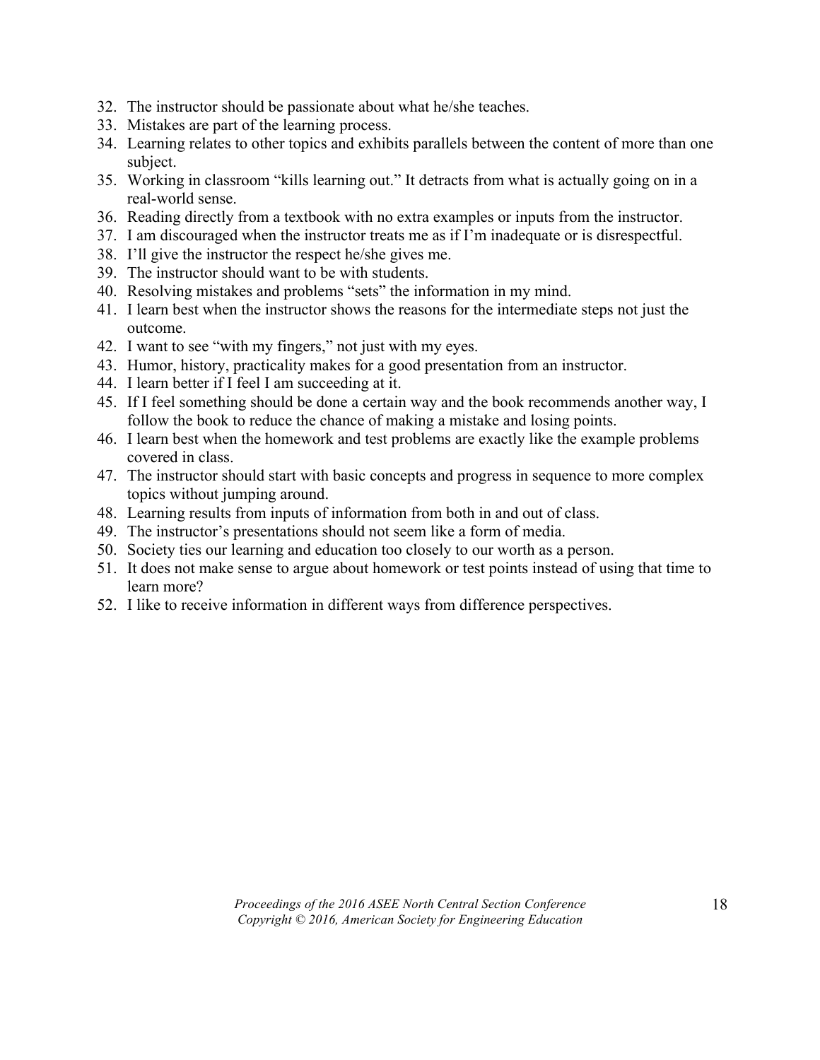32. The instructor should be passionate about what he/she teaches.
33. Mistakes are part of the learning process.
34. Learning relates to other topics and exhibits parallels between the content of more than one subject.
35. Working in classroom "kills learning out." It detracts from what is actually going on in a real-world sense.
36. Reading directly from a textbook with no extra examples or inputs from the instructor.
37. I am discouraged when the instructor treats me as if I'm inadequate or is disrespectful.
38. I'll give the instructor the respect he/she gives me.
39. The instructor should want to be with students.
40. Resolving mistakes and problems "sets" the information in my mind.
41. I learn best when the instructor shows the reasons for the intermediate steps not just the outcome.
42. I want to see "with my fingers," not just with my eyes.
43. Humor, history, practicality makes for a good presentation from an instructor.
44. I learn better if I feel I am succeeding at it.
45. If I feel something should be done a certain way and the book recommends another way, I follow the book to reduce the chance of making a mistake and losing points.
46. I learn best when the homework and test problems are exactly like the example problems covered in class.
47. The instructor should start with basic concepts and progress in sequence to more complex topics without jumping around.
48. Learning results from inputs of information from both in and out of class.
49. The instructor's presentations should not seem like a form of media.
50. Society ties our learning and education too closely to our worth as a person.
51. It does not make sense to argue about homework or test points instead of using that time to learn more?
52. I like to receive information in different ways from difference perspectives.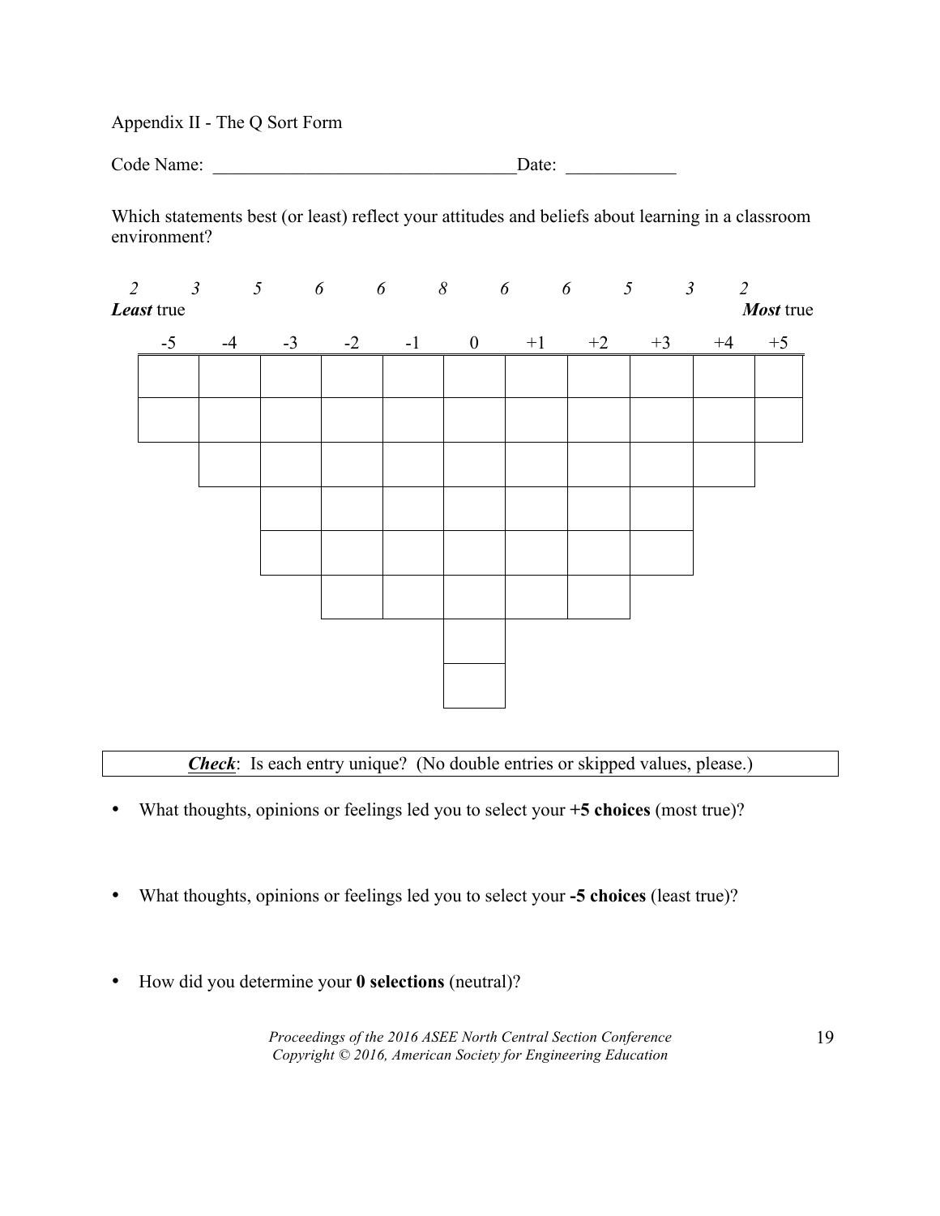Appendix II - The Q Sort Form

Code Name: ________________________________ Date: ____________

Which statements best (or least) reflect your attitudes and beliefs about learning in a classroom environment?

| *2* | *3* | *5* | *6* | *6* | *8* | *6* | *6* | *5* | *3* | *2* |
|---|---|---|---|---|---|---|---|---|---|---|
| ***Least*** **true** | | | | | | | | | | ***Most*** **true** |
| -5 | -4 | -3 | -2 | -1 | 0 | +1 | +2 | +3 | +4 | +5 |
| | | | | | | | | | | |
| | | | | | | | | | | |
| | | | | | | | | | | |
| | | | | | | | | | | |
| | | | | | | | | | | |
| | | | | | | | | | | |
| | | | | | | | | | | |
| | | | | | | | | | | |

***Check***: Is each entry unique? (No double entries or skipped values, please.)

- What thoughts, opinions or feelings led you to select your **+5 choices** (most true)?

- What thoughts, opinions or feelings led you to select your **-5 choices** (least true)?

- How did you determine your **0 selections** (neutral)?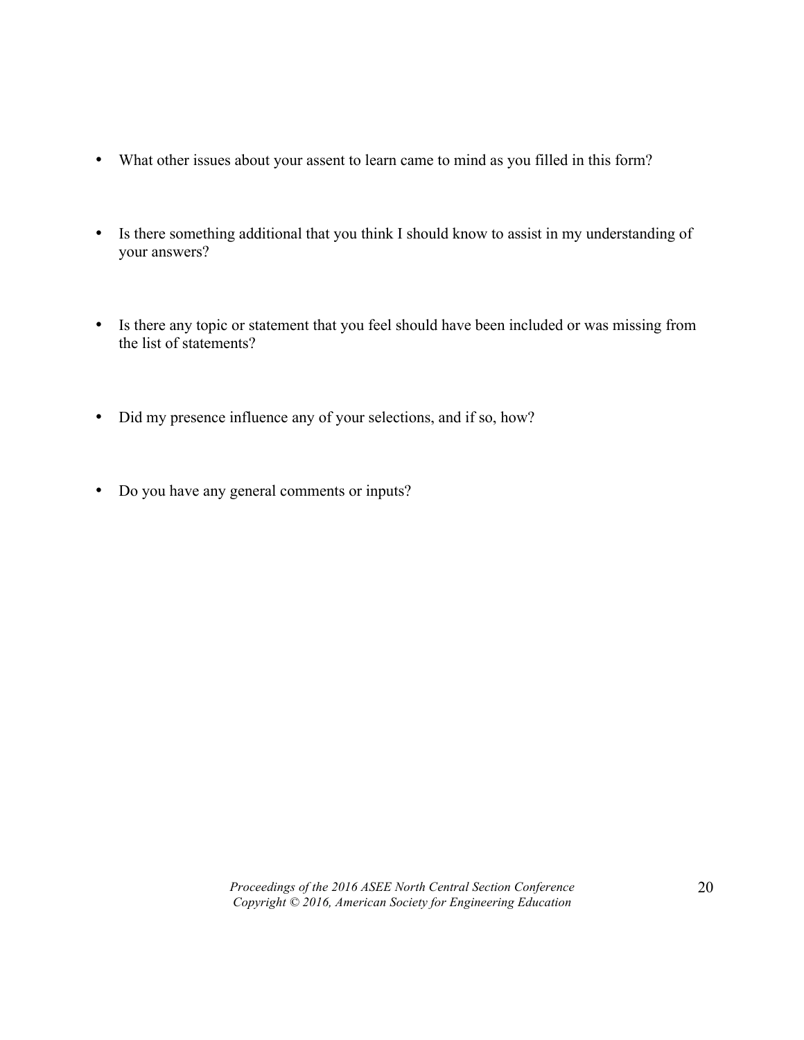- What other issues about your assent to learn came to mind as you filled in this form?

- Is there something additional that you think I should know to assist in my understanding of your answers?

- Is there any topic or statement that you feel should have been included or was missing from the list of statements?

- Did my presence influence any of your selections, and if so, how?

- Do you have any general comments or inputs?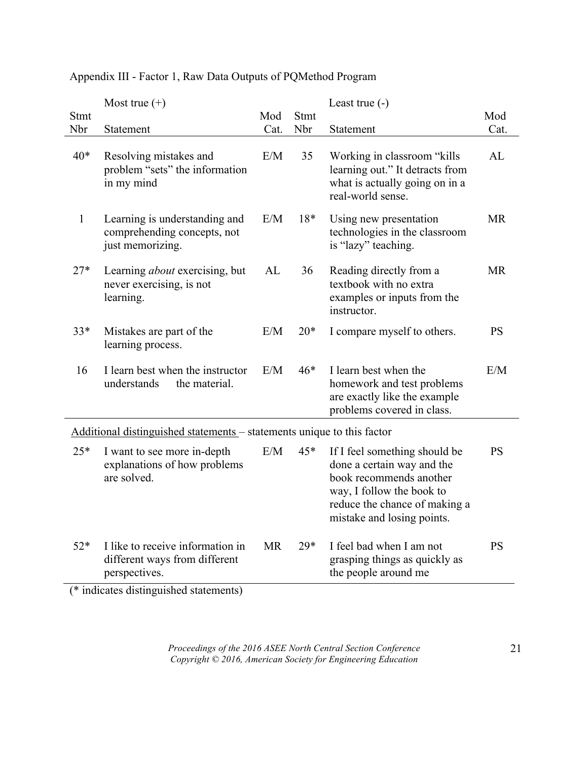Appendix III - Factor 1, Raw Data Outputs of PQMethod Program

| | Most true (+) | | | Least true (-) | |
|---|---|---|---|---|---|
| Stmt Nbr | Statement | Mod Cat. | Stmt Nbr | Statement | Mod Cat. |
| 40* | Resolving mistakes and problem "sets" the information in my mind | E/M | 35 | Working in classroom "kills learning out." It detracts from what is actually going on in a real-world sense. | AL |
| 1 | Learning is understanding and comprehending concepts, not just memorizing. | E/M | 18* | Using new presentation technologies in the classroom is "lazy" teaching. | MR |
| 27* | Learning *about* exercising, but never exercising, is not learning. | AL | 36 | Reading directly from a textbook with no extra examples or inputs from the instructor. | MR |
| 33* | Mistakes are part of the learning process. | E/M | 20* | I compare myself to others. | PS |
| 16 | I learn best when the instructor understands the material. | E/M | 46* | I learn best when the homework and test problems are exactly like the example problems covered in class. | E/M |
| | Additional distinguished statements – statements unique to this factor | | | | |
| 25* | I want to see more in-depth explanations of how problems are solved. | E/M | 45* | If I feel something should be done a certain way and the book recommends another way, I follow the book to reduce the chance of making a mistake and losing points. | PS |
| 52* | I like to receive information in different ways from different perspectives. | MR | 29* | I feel bad when I am not grasping things as quickly as the people around me | PS |

(* indicates distinguished statements)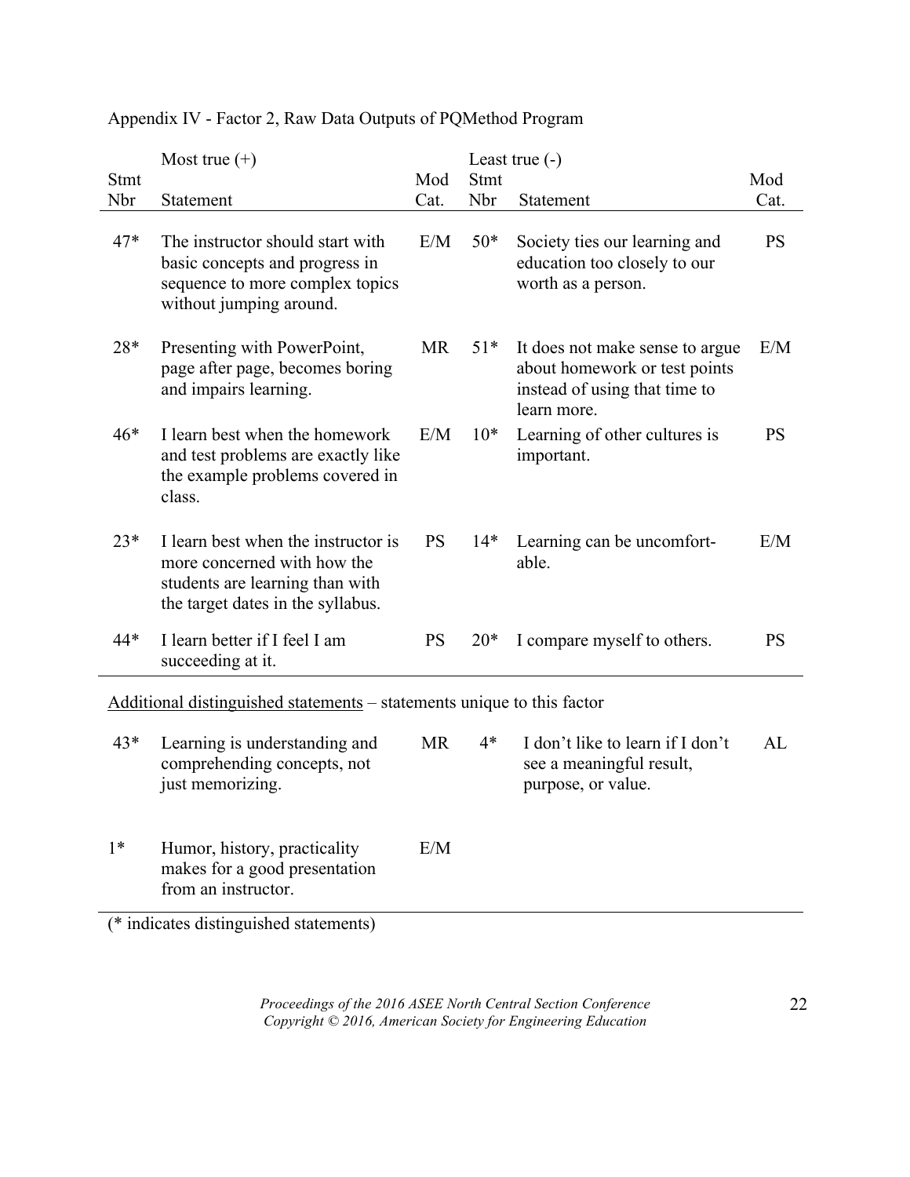Appendix IV - Factor 2, Raw Data Outputs of PQMethod Program

| Most true (+) | | | Least true (-) | | |
|---|---|---|---|---|---|
| Stmt Nbr | Statement | Mod Cat. | Stmt Nbr | Statement | Mod Cat. |
| 47* | The instructor should start with basic concepts and progress in sequence to more complex topics without jumping around. | E/M | 50* | Society ties our learning and education too closely to our worth as a person. | PS |
| 28* | Presenting with PowerPoint, page after page, becomes boring and impairs learning. | MR | 51* | It does not make sense to argue about homework or test points instead of using that time to learn more. | E/M |
| 46* | I learn best when the homework and test problems are exactly like the example problems covered in class. | E/M | 10* | Learning of other cultures is important. | PS |
| 23* | I learn best when the instructor is more concerned with how the students are learning than with the target dates in the syllabus. | PS | 14* | Learning can be uncomfortable. | E/M |
| 44* | I learn better if I feel I am succeeding at it. | PS | 20* | I compare myself to others. | PS |

Additional distinguished statements – statements unique to this factor

| Stmt Nbr | Statement | Mod Cat. | Stmt Nbr | Statement | Mod Cat. |
|---|---|---|---|---|---|
| 43* | Learning is understanding and comprehending concepts, not just memorizing. | MR | 4* | I don't like to learn if I don't see a meaningful result, purpose, or value. | AL |
| 1* | Humor, history, practicality makes for a good presentation from an instructor. | E/M | | | |

(* indicates distinguished statements)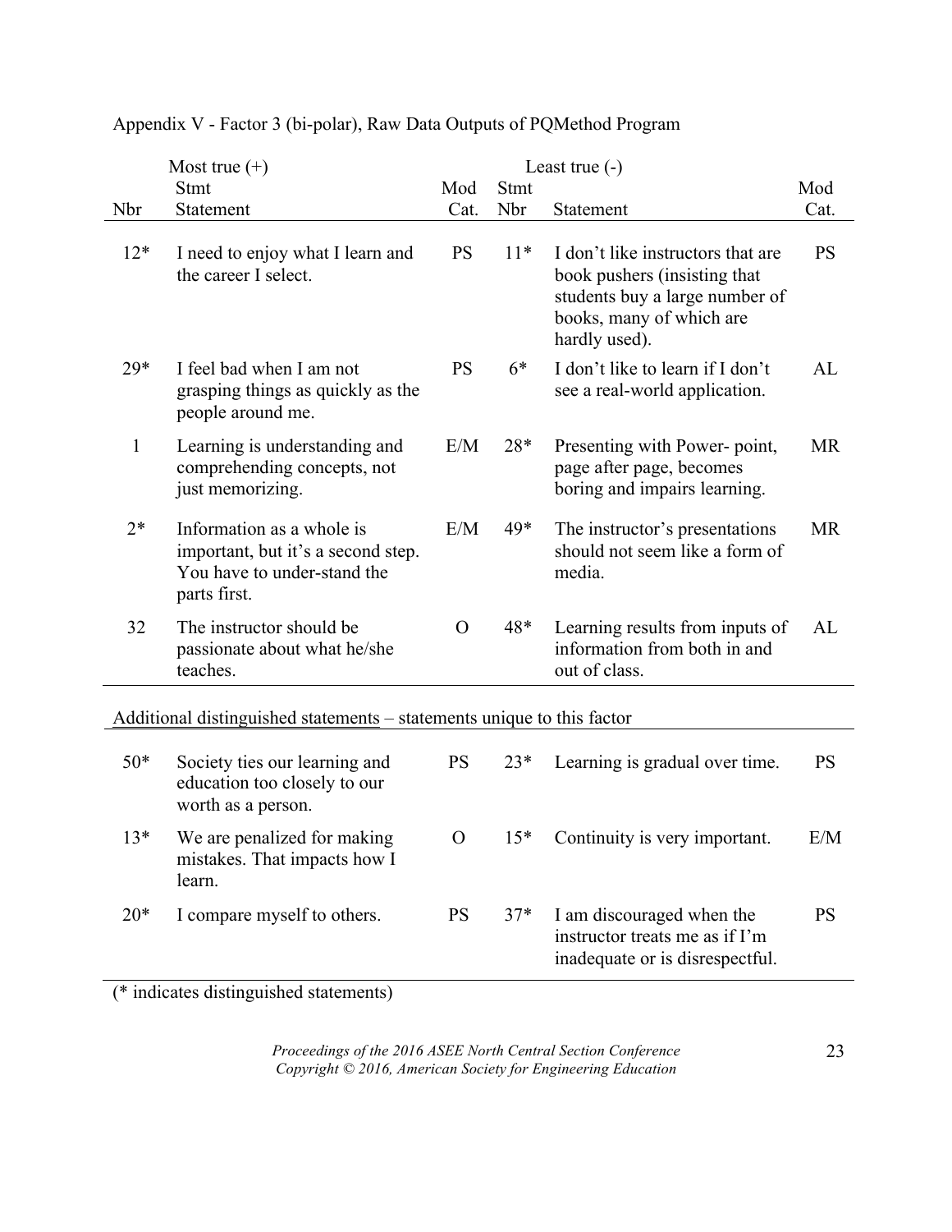Appendix V - Factor 3 (bi-polar), Raw Data Outputs of PQMethod Program

| Most true (+) Stmt Nbr | Statement | Mod Cat. | Least true (-) Stmt Nbr | Statement | Mod Cat. |
|---|---|---|---|---|---|
| 12* | I need to enjoy what I learn and the career I select. | PS | 11* | I don't like instructors that are book pushers (insisting that students buy a large number of books, many of which are hardly used). | PS |
| 29* | I feel bad when I am not grasping things as quickly as the people around me. | PS | 6* | I don't like to learn if I don't see a real-world application. | AL |
| 1 | Learning is understanding and comprehending concepts, not just memorizing. | E/M | 28* | Presenting with Power- point, page after page, becomes boring and impairs learning. | MR |
| 2* | Information as a whole is important, but it's a second step. You have to under-stand the parts first. | E/M | 49* | The instructor's presentations should not seem like a form of media. | MR |
| 32 | The instructor should be passionate about what he/she teaches. | O | 48* | Learning results from inputs of information from both in and out of class. | AL |

Additional distinguished statements – statements unique to this factor

| | | | | | |
|---|---|---|---|---|---|
| 50* | Society ties our learning and education too closely to our worth as a person. | PS | 23* | Learning is gradual over time. | PS |
| 13* | We are penalized for making mistakes. That impacts how I learn. | O | 15* | Continuity is very important. | E/M |
| 20* | I compare myself to others. | PS | 37* | I am discouraged when the instructor treats me as if I'm inadequate or is disrespectful. | PS |

(* indicates distinguished statements)